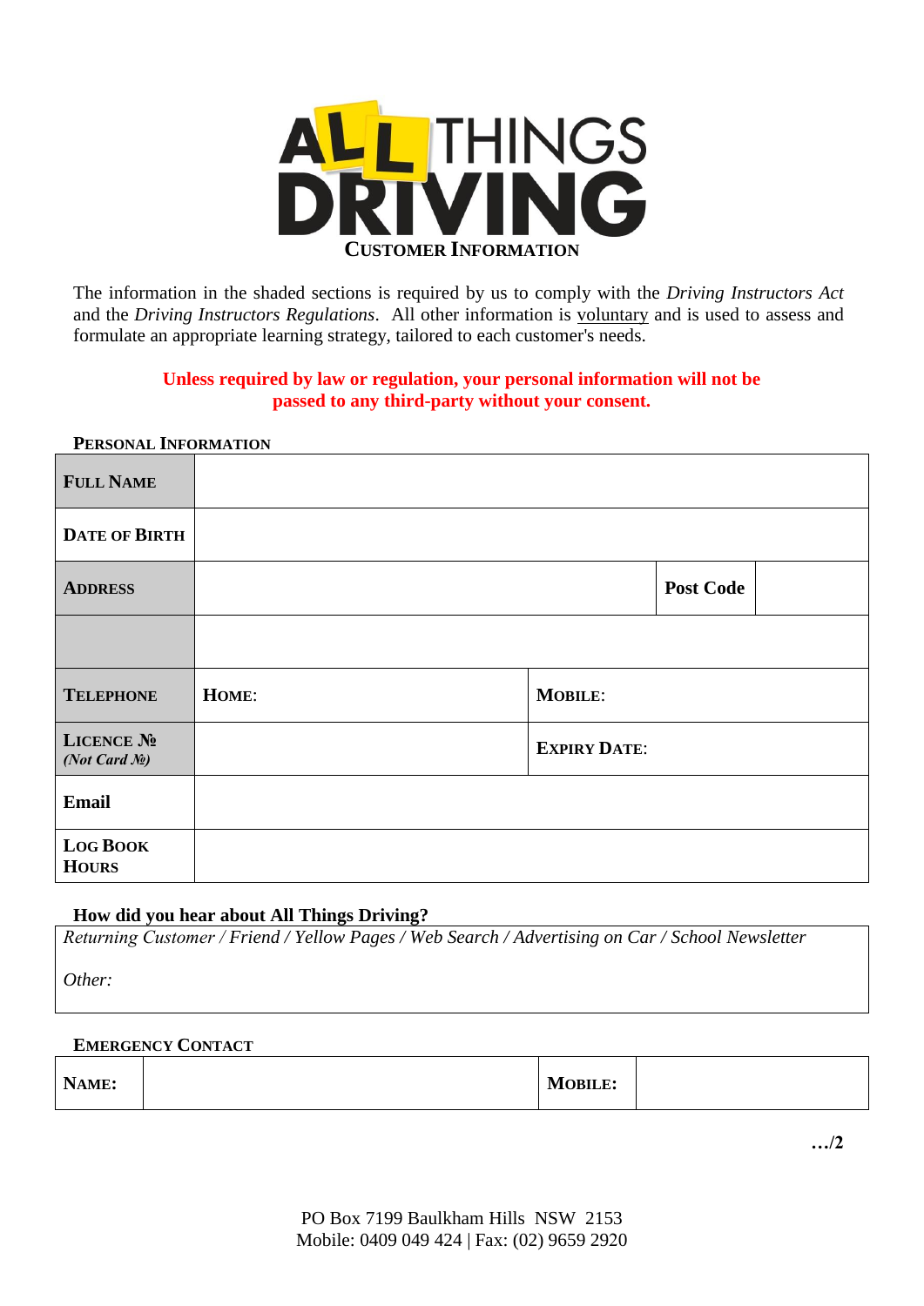# ALL THINGS DRIVING

## CUSTOMER INFORMATION

The information in the shaded sections is required by us to comply with the *Driving Instructors Act* and the *Driving Instructors Regulations*. All other information is voluntary and is used to assess and formulate an appropriate learning strategy, tailored to each customer's needs.

**Unless required by law or regulation, your personal information will not be passed to any third-party without your consent.**

### PERSONAL INFORMATION

| | | | |
|---|---|---|---|
| **FULL NAME** | | | |
| **DATE OF BIRTH** | | | |
| **ADDRESS** | | **Post Code** | |
| | | | |
| **TELEPHONE** | **HOME:** | **MOBILE:** | |
| **LICENCE №** *(Not Card №)* | | **EXPIRY DATE:** | |
| **Email** | | | |
| **LOG BOOK HOURS** | | | |

### How did you hear about All Things Driving?

*Returning Customer / Friend / Yellow Pages / Web Search / Advertising on Car / School Newsletter*

*Other:*

### EMERGENCY CONTACT

| **NAME:** | | **MOBILE:** | |
|---|---|---|---|

…/2

PO Box 7199 Baulkham Hills NSW 2153
Mobile: 0409 049 424 | Fax: (02) 9659 2920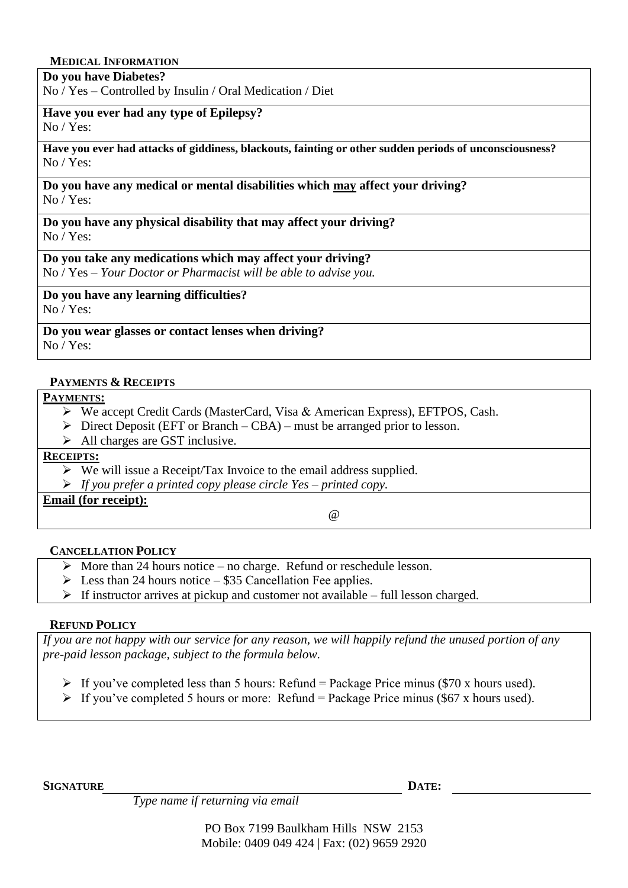## MEDICAL INFORMATION

**Do you have Diabetes?**
No / Yes – Controlled by Insulin / Oral Medication / Diet

**Have you ever had any type of Epilepsy?**
No / Yes:

**Have you ever had attacks of giddiness, blackouts, fainting or other sudden periods of unconsciousness?**
No / Yes:

**Do you have any medical or mental disabilities which may affect your driving?**
No / Yes:

**Do you have any physical disability that may affect your driving?**
No / Yes:

**Do you take any medications which may affect your driving?**
No / Yes – *Your Doctor or Pharmacist will be able to advise you.*

**Do you have any learning difficulties?**
No / Yes:

**Do you wear glasses or contact lenses when driving?**
No / Yes:

## PAYMENTS & RECEIPTS

**PAYMENTS:**

- We accept Credit Cards (MasterCard, Visa & American Express), EFTPOS, Cash.
- Direct Deposit (EFT or Branch – CBA) – must be arranged prior to lesson.
- All charges are GST inclusive.

**RECEIPTS:**

- We will issue a Receipt/Tax Invoice to the email address supplied.
- *If you prefer a printed copy please circle Yes – printed copy.*

**Email (for receipt):**

@

## CANCELLATION POLICY

- More than 24 hours notice – no charge. Refund or reschedule lesson.
- Less than 24 hours notice – $35 Cancellation Fee applies.
- If instructor arrives at pickup and customer not available – full lesson charged.

## REFUND POLICY

*If you are not happy with our service for any reason, we will happily refund the unused portion of any pre-paid lesson package, subject to the formula below.*

- If you've completed less than 5 hours: Refund = Package Price minus ($70 x hours used).
- If you've completed 5 hours or more: Refund = Package Price minus ($67 x hours used).

**SIGNATURE** ______________________________ **DATE:** ____________________

*Type name if returning via email*

PO Box 7199 Baulkham Hills NSW 2153
Mobile: 0409 049 424 | Fax: (02) 9659 2920